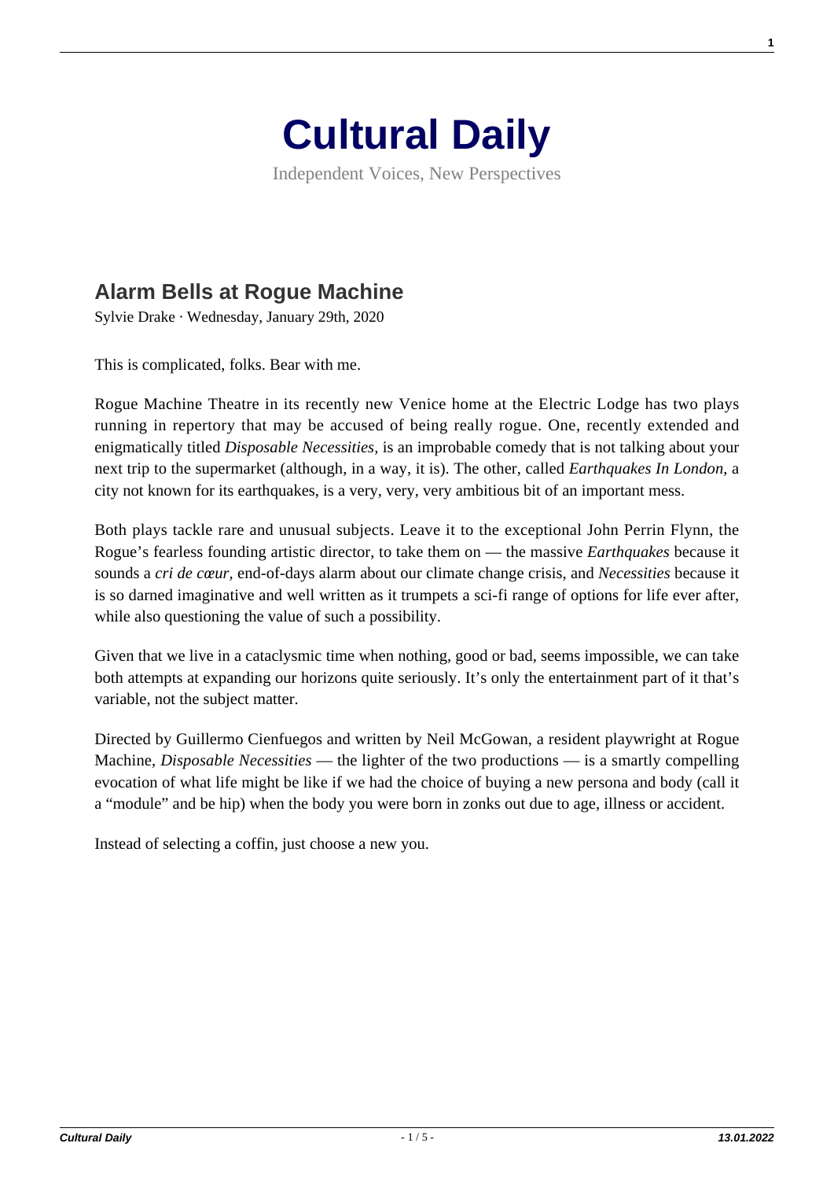# Cultural Daily

Independent Voices, New Perspectives

## Alarm Bells at Rogue Machine

Sylvie Drake · Wednesday, January 29th, 2020

This is complicated, folks. Bear with me.

Rogue Machine Theatre in its recently new Venice home at the Electric Lodge has two plays running in repertory that may be accused of being really rogue. One, recently extended and enigmatically titled *Disposable Necessities*, is an improbable comedy that is not talking about your next trip to the supermarket (although, in a way, it is). The other, called *Earthquakes In London*, a city not known for its earthquakes, is a very, very, very ambitious bit of an important mess.

Both plays tackle rare and unusual subjects. Leave it to the exceptional John Perrin Flynn, the Rogue's fearless founding artistic director, to take them on — the massive *Earthquakes* because it sounds a *cri de cœur*, end-of-days alarm about our climate change crisis, and *Necessities* because it is so darned imaginative and well written as it trumpets a sci-fi range of options for life ever after, while also questioning the value of such a possibility.

Given that we live in a cataclysmic time when nothing, good or bad, seems impossible, we can take both attempts at expanding our horizons quite seriously. It's only the entertainment part of it that's variable, not the subject matter.

Directed by Guillermo Cienfuegos and written by Neil McGowan, a resident playwright at Rogue Machine, *Disposable Necessities* — the lighter of the two productions — is a smartly compelling evocation of what life might be like if we had the choice of buying a new persona and body (call it a "module" and be hip) when the body you were born in zonks out due to age, illness or accident.

Instead of selecting a coffin, just choose a new you.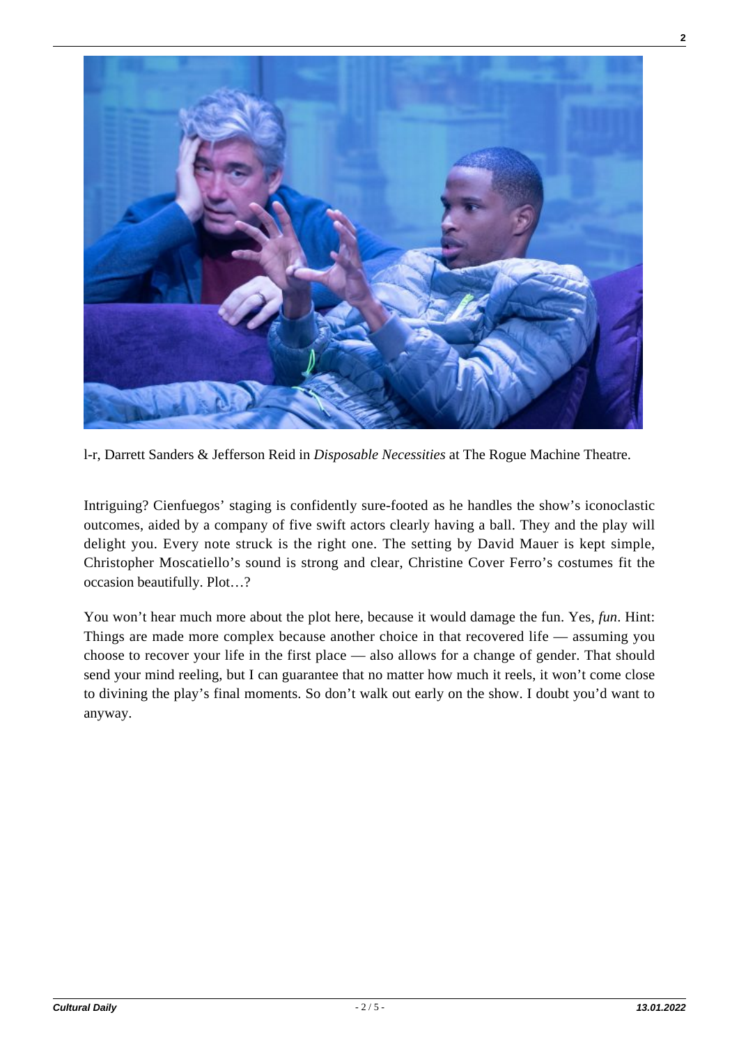l-r, Darrett Sanders & Jefferson Reid in *Disposable Necessities* at The Rogue Machine Theatre.

Intriguing? Cienfuegos' staging is confidently sure-footed as he handles the show's iconoclastic outcomes, aided by a company of five swift actors clearly having a ball. They and the play will delight you. Every note struck is the right one. The setting by David Mauer is kept simple, Christopher Moscatiello's sound is strong and clear, Christine Cover Ferro's costumes fit the occasion beautifully. Plot…?

You won't hear much more about the plot here, because it would damage the fun. Yes, *fun*. Hint: Things are made more complex because another choice in that recovered life — assuming you choose to recover your life in the first place — also allows for a change of gender. That should send your mind reeling, but I can guarantee that no matter how much it reels, it won't come close to divining the play's final moments. So don't walk out early on the show. I doubt you'd want to anyway.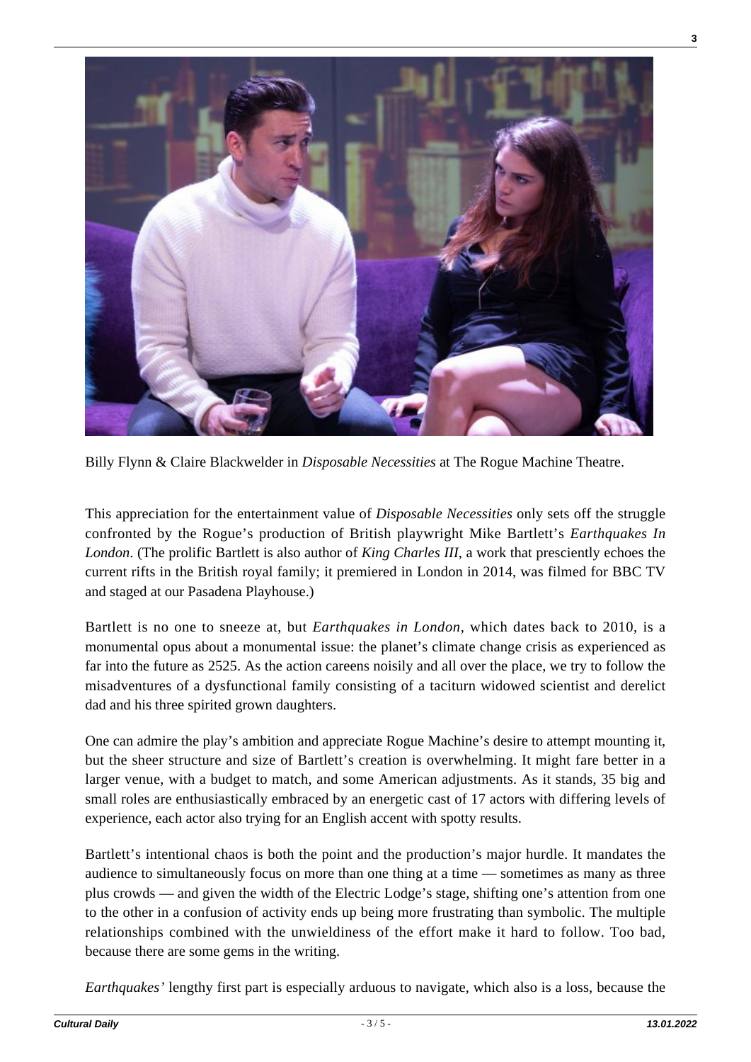Billy Flynn & Claire Blackwelder in *Disposable Necessities* at The Rogue Machine Theatre.

This appreciation for the entertainment value of *Disposable Necessities* only sets off the struggle confronted by the Rogue's production of British playwright Mike Bartlett's *Earthquakes In London*. (The prolific Bartlett is also author of *King Charles III*, a work that presciently echoes the current rifts in the British royal family; it premiered in London in 2014, was filmed for BBC TV and staged at our Pasadena Playhouse.)

Bartlett is no one to sneeze at, but *Earthquakes in London*, which dates back to 2010, is a monumental opus about a monumental issue: the planet's climate change crisis as experienced as far into the future as 2525. As the action careens noisily and all over the place, we try to follow the misadventures of a dysfunctional family consisting of a taciturn widowed scientist and derelict dad and his three spirited grown daughters.

One can admire the play's ambition and appreciate Rogue Machine's desire to attempt mounting it, but the sheer structure and size of Bartlett's creation is overwhelming. It might fare better in a larger venue, with a budget to match, and some American adjustments. As it stands, 35 big and small roles are enthusiastically embraced by an energetic cast of 17 actors with differing levels of experience, each actor also trying for an English accent with spotty results.

Bartlett's intentional chaos is both the point and the production's major hurdle. It mandates the audience to simultaneously focus on more than one thing at a time — sometimes as many as three plus crowds — and given the width of the Electric Lodge's stage, shifting one's attention from one to the other in a confusion of activity ends up being more frustrating than symbolic. The multiple relationships combined with the unwieldiness of the effort make it hard to follow. Too bad, because there are some gems in the writing.

*Earthquakes'* lengthy first part is especially arduous to navigate, which also is a loss, because the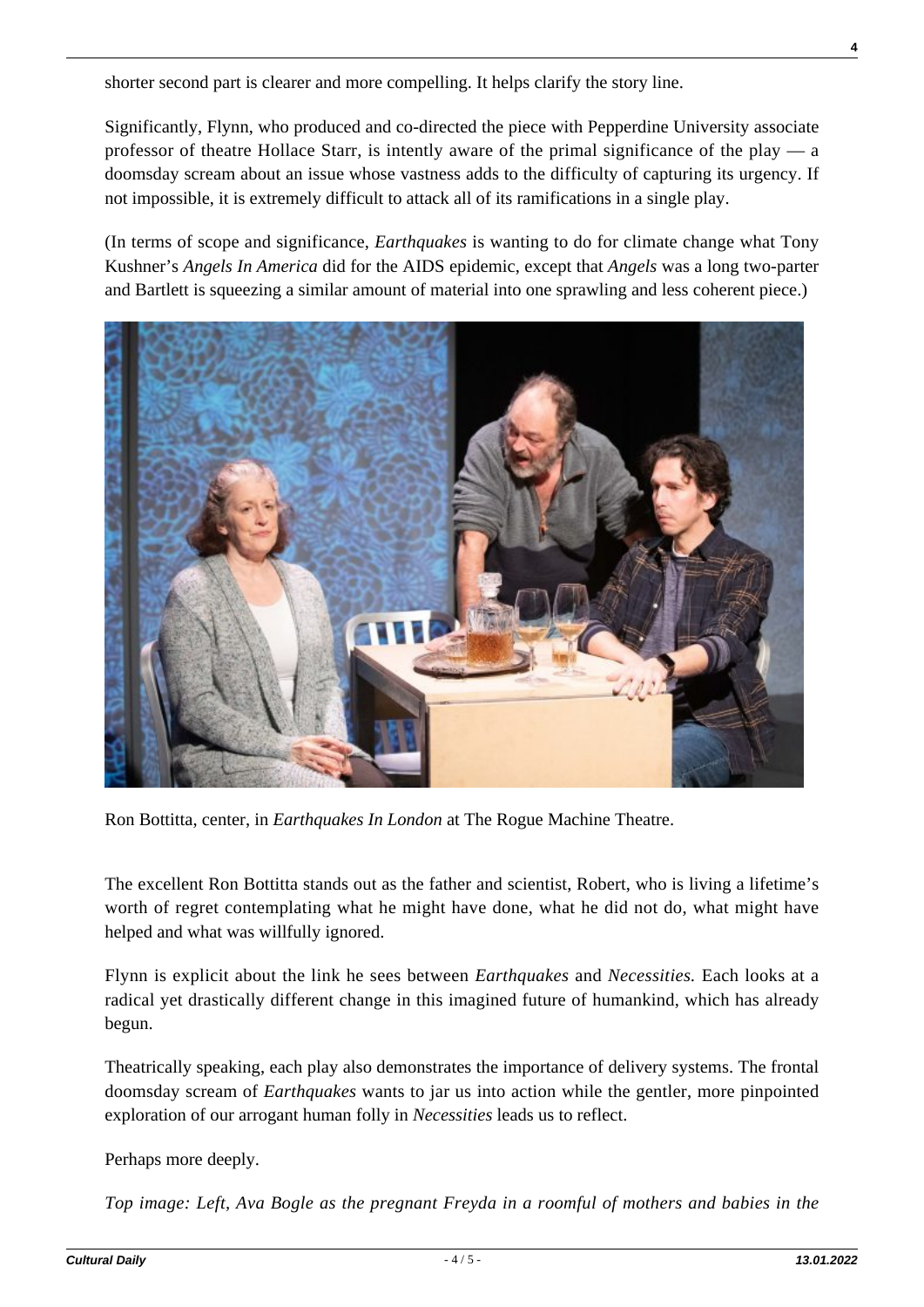shorter second part is clearer and more compelling. It helps clarify the story line.

Significantly, Flynn, who produced and co-directed the piece with Pepperdine University associate professor of theatre Hollace Starr, is intently aware of the primal significance of the play — a doomsday scream about an issue whose vastness adds to the difficulty of capturing its urgency. If not impossible, it is extremely difficult to attack all of its ramifications in a single play.

(In terms of scope and significance, *Earthquakes* is wanting to do for climate change what Tony Kushner's *Angels In America* did for the AIDS epidemic, except that *Angels* was a long two-parter and Bartlett is squeezing a similar amount of material into one sprawling and less coherent piece.)

Ron Bottitta, center, in *Earthquakes In London* at The Rogue Machine Theatre.

The excellent Ron Bottitta stands out as the father and scientist, Robert, who is living a lifetime's worth of regret contemplating what he might have done, what he did not do, what might have helped and what was willfully ignored.

Flynn is explicit about the link he sees between *Earthquakes* and *Necessities.* Each looks at a radical yet drastically different change in this imagined future of humankind, which has already begun.

Theatrically speaking, each play also demonstrates the importance of delivery systems. The frontal doomsday scream of *Earthquakes* wants to jar us into action while the gentler, more pinpointed exploration of our arrogant human folly in *Necessities* leads us to reflect.

Perhaps more deeply.

*Top image: Left, Ava Bogle as the pregnant Freyda in a roomful of mothers and babies in the*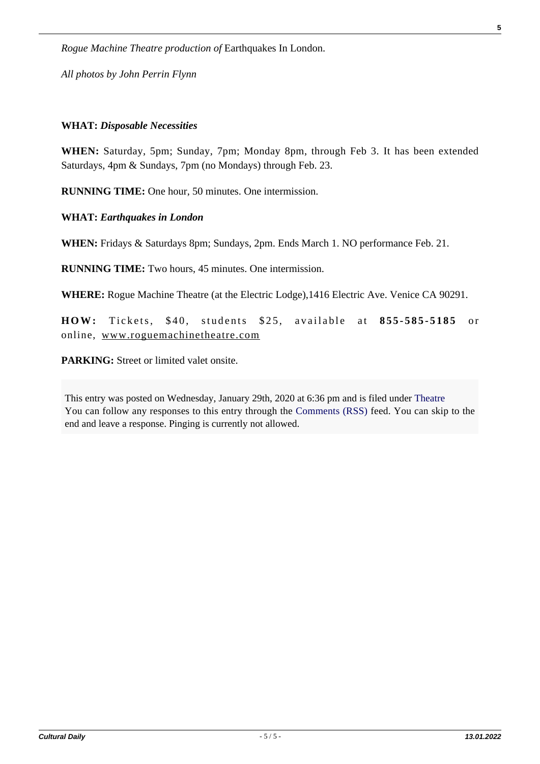*Rogue Machine Theatre production of* Earthquakes In London.

*All photos by John Perrin Flynn*

**WHAT:** ***Disposable Necessities***

**WHEN:** Saturday, 5pm; Sunday, 7pm; Monday 8pm, through Feb 3. It has been extended Saturdays, 4pm & Sundays, 7pm (no Mondays) through Feb. 23.

**RUNNING TIME:** One hour, 50 minutes. One intermission.

**WHAT:** ***Earthquakes in London***

**WHEN:** Fridays & Saturdays 8pm; Sundays, 2pm. Ends March 1. NO performance Feb. 21.

**RUNNING TIME:** Two hours, 45 minutes. One intermission.

**WHERE:** Rogue Machine Theatre (at the Electric Lodge),1416 Electric Ave. Venice CA 90291.

**HOW:** Tickets, $40, students $25, available at **855-585-5185** or online, www.roguemachinetheatre.com

**PARKING:** Street or limited valet onsite.

This entry was posted on Wednesday, January 29th, 2020 at 6:36 pm and is filed under Theatre
You can follow any responses to this entry through the Comments (RSS) feed. You can skip to the end and leave a response. Pinging is currently not allowed.